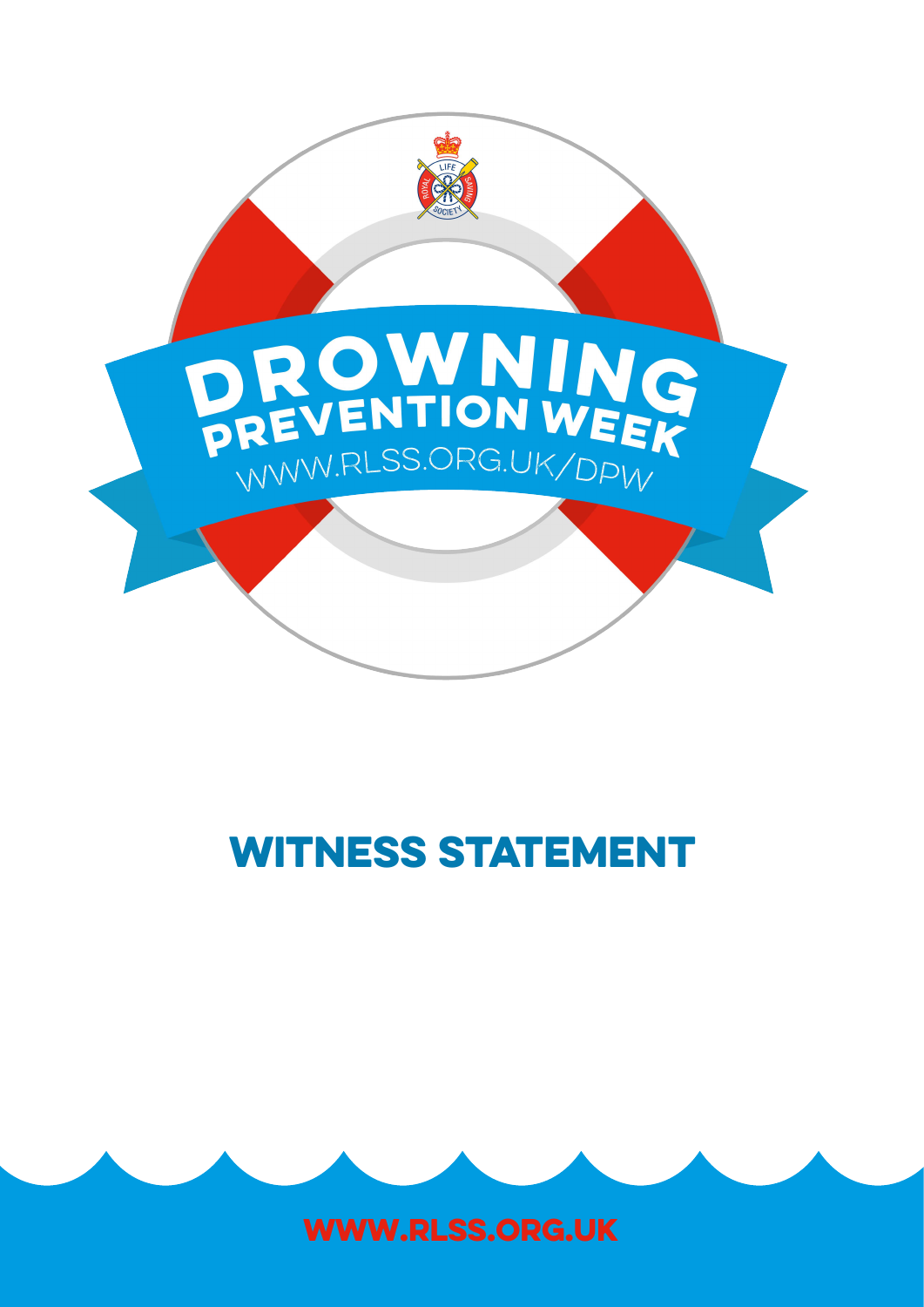# DROWNING PREVENTION WEEK

WWW.RLSS.ORG.UK/DPW

# WITNESS STATEMENT

WWW.RLSS.ORG.UK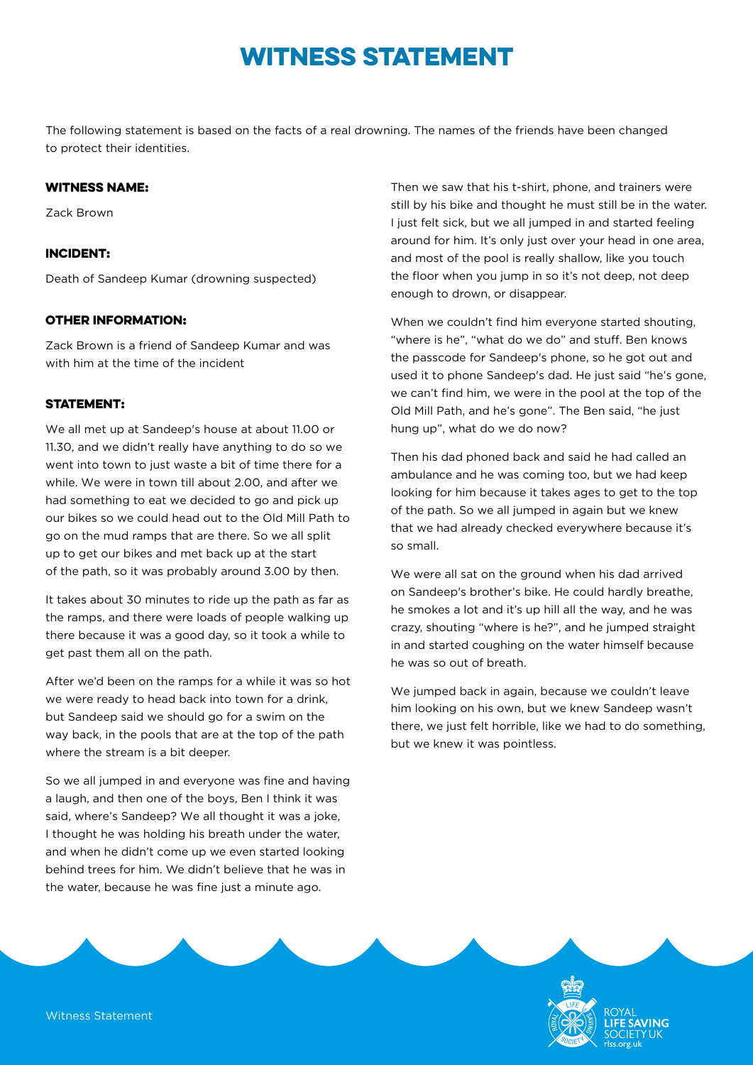# WITNESS STATEMENT

The following statement is based on the facts of a real drowning. The names of the friends have been changed to protect their identities.

### WITNESS NAME:

Zack Brown

### INCIDENT:

Death of Sandeep Kumar (drowning suspected)

### OTHER INFORMATION:

Zack Brown is a friend of Sandeep Kumar and was with him at the time of the incident

### STATEMENT:

We all met up at Sandeep's house at about 11.00 or 11.30, and we didn't really have anything to do so we went into town to just waste a bit of time there for a while. We were in town till about 2.00, and after we had something to eat we decided to go and pick up our bikes so we could head out to the Old Mill Path to go on the mud ramps that are there. So we all split up to get our bikes and met back up at the start of the path, so it was probably around 3.00 by then.

It takes about 30 minutes to ride up the path as far as the ramps, and there were loads of people walking up there because it was a good day, so it took a while to get past them all on the path.

After we'd been on the ramps for a while it was so hot we were ready to head back into town for a drink, but Sandeep said we should go for a swim on the way back, in the pools that are at the top of the path where the stream is a bit deeper.

So we all jumped in and everyone was fine and having a laugh, and then one of the boys, Ben I think it was said, where's Sandeep? We all thought it was a joke, I thought he was holding his breath under the water, and when he didn't come up we even started looking behind trees for him. We didn't believe that he was in the water, because he was fine just a minute ago.

Then we saw that his t-shirt, phone, and trainers were still by his bike and thought he must still be in the water. I just felt sick, but we all jumped in and started feeling around for him. It's only just over your head in one area, and most of the pool is really shallow, like you touch the floor when you jump in so it's not deep, not deep enough to drown, or disappear.

When we couldn't find him everyone started shouting, "where is he", "what do we do" and stuff. Ben knows the passcode for Sandeep's phone, so he got out and used it to phone Sandeep's dad. He just said "he's gone, we can't find him, we were in the pool at the top of the Old Mill Path, and he's gone". The Ben said, "he just hung up", what do we do now?

Then his dad phoned back and said he had called an ambulance and he was coming too, but we had keep looking for him because it takes ages to get to the top of the path. So we all jumped in again but we knew that we had already checked everywhere because it's so small.

We were all sat on the ground when his dad arrived on Sandeep's brother's bike. He could hardly breathe, he smokes a lot and it's up hill all the way, and he was crazy, shouting "where is he?", and he jumped straight in and started coughing on the water himself because he was so out of breath.

We jumped back in again, because we couldn't leave him looking on his own, but we knew Sandeep wasn't there, we just felt horrible, like we had to do something, but we knew it was pointless.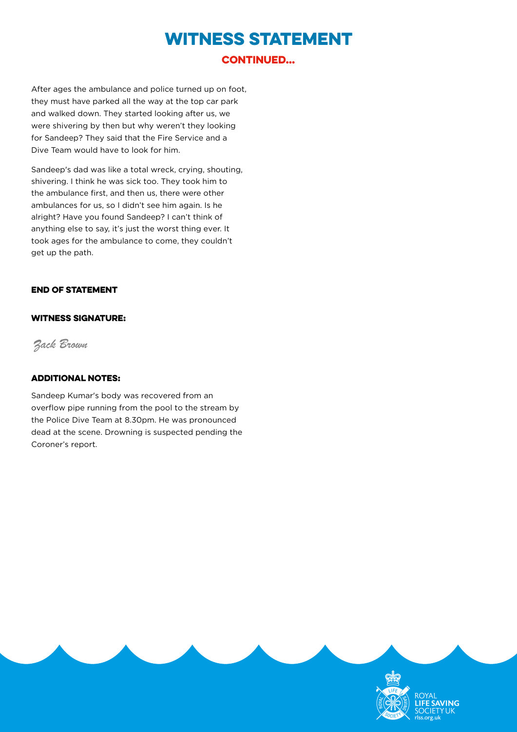# WITNESS STATEMENT

## CONTINUED...

After ages the ambulance and police turned up on foot, they must have parked all the way at the top car park and walked down. They started looking after us, we were shivering by then but why weren't they looking for Sandeep? They said that the Fire Service and a Dive Team would have to look for him.

Sandeep's dad was like a total wreck, crying, shouting, shivering. I think he was sick too. They took him to the ambulance first, and then us, there were other ambulances for us, so I didn't see him again. Is he alright? Have you found Sandeep? I can't think of anything else to say, it's just the worst thing ever. It took ages for the ambulance to come, they couldn't get up the path.

**END OF STATEMENT**

**WITNESS SIGNATURE:**

*Zack Brown*

**ADDITIONAL NOTES:**

Sandeep Kumar's body was recovered from an overflow pipe running from the pool to the stream by the Police Dive Team at 8.30pm. He was pronounced dead at the scene. Drowning is suspected pending the Coroner's report.

ROYAL LIFE SAVING SOCIETY UK
rlss.org.uk